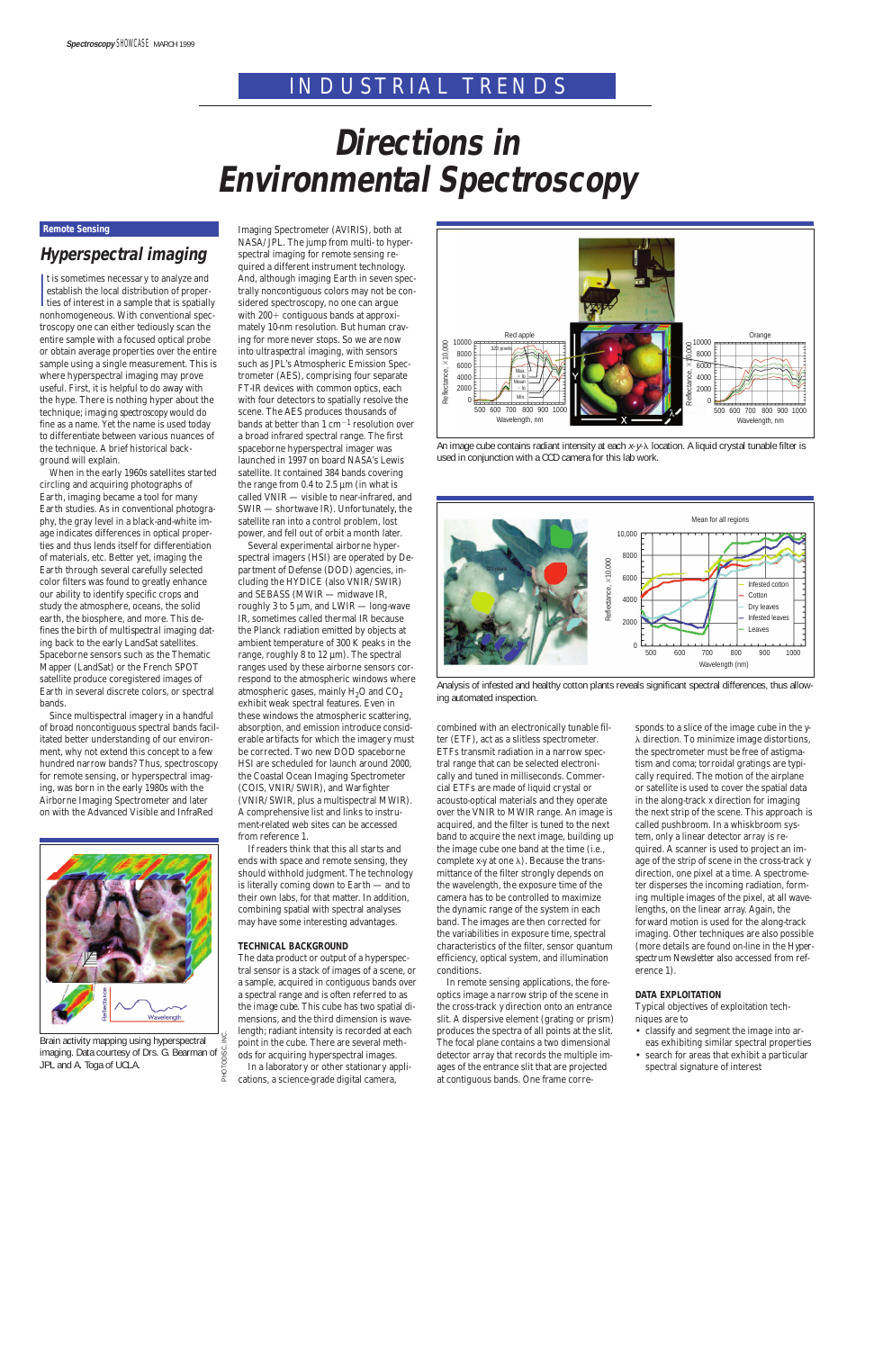# INDUSTRIAL TRENDS

# Directions in Environmental Spectroscopy

**Remote Sensing**

## Hyperspectral imaging

It is sometimes necessary to analyze and establish the local distribution of properties of interest in a sample that is spatially nonhomogeneous. With conventional spectroscopy one can either tediously scan the entire sample with a focused optical probe or obtain average properties over the entire sample using a single measurement. This is where hyperspectral imaging may prove useful. First, it is helpful to do away with the hype. There is nothing hyper about the technique; imaging spectroscopy would do fine as a name. Yet the name is used today to differentiate between various nuances of the technique. A brief historical background will explain.

When in the early 1960s satellites started circling and acquiring photographs of Earth, imaging became a tool for many Earth studies. As in conventional photography, the gray level in a black-and-white image encodes differences in optical properties and thus lends itself for differentiation of materials, etc. Better yet, imaging the Earth through several carefully selected color filters was found to greatly enhance our ability to identify specific crops and study the atmosphere, oceans, the solid earth, the biosphere, and more. This defines the birth of multispectral imaging dating back to the early LandSat satellites. Spaceborne sensors such as the Thematic Mapper (LandSat) or the French SPOT satellite produce coregistered images of Earth in several discrete colors, or spectral bands.

Since multispectral imagery in a handful of broad noncontiguous spectral bands facilitated better understanding of our environment, why not extend this concept to a few hundred narrow bands? Thus, spectroscopy for remote sensing, or hyperspectral imaging, was born in the early 1980s with the Airborne Imaging Spectrometer and later on with the Advanced Visible and InfraRed Imaging Spectrometer (AVIRIS), both at NASA/JPL. The jump from multi- to hyperspectral imaging for remote sensing required a different instrument technology. And, although imaging Earth in seven spectrally noncontiguous colors may not be considered spectroscopy, no one can argue with 200+ contiguous bands at approximately 10-nm resolution. But human craving for more never stops. So we are now into ultraspectral imaging, with sensors such as JPL's Atmospheric Emission Spectrometer (AES), comprising four separate FT-IR devices with common optics, each with four detectors to spatially resolve the scene. The AES produces thousands of bands at better than 1 cm$^{-1}$ resolution over a broad infrared spectral range. The first spaceborne hyperspectral imager was launched in 1997 on board NASA's Lewis satellite. It contained 384 bands covering the range from 0.4 to 2.5 µm (in what is called VNIR — visible to near-infrared, and SWIR — shortwave IR). Unfortunately, the satellite ran into a control problem, lost power, and fell out of orbit a month later.

Several operational airborne hyperspectral imagers (HSI) are operated by Department of Defense (DOD) agencies, including the HYDICE (also VNIR/SWIR) and SEBASS (MWIR — midwave IR, roughly 3 to 5 µm, and LWIR — long-wave IR, sometimes called thermal IR because the Planck radiation emitted by objects at ambient temperature of 300 K peaks in the range, roughly 8 to 12 µm). The spectral ranges used by these airborne sensors correspond to the atmospheric windows where atmospheric gases, mainly $H_2O$ and $CO_2$ exhibit weak spectral features. Even in these windows the atmospheric scattering, absorption, and emission introduce considerable artifacts for which the imagery must be corrected. Two new DOD spaceborne HSI are scheduled for launch around 2000, the Coastal Ocean Imaging Spectrometer (COIS, VNIR/SWIR), and Warfighter (VNIR/SWIR, plus a multispectral MWIR). A comprehensive list and links to instrument-related web sites can be accessed from reference 1.

If readers think that this all starts and ends with space and remote sensing, they should withhold judgment. The technology is literally coming down to Earth — and to their own labs, for that matter. In addition, combining spatial with spectral analyses may have some interesting advantages.

Brain activity mapping using hyperspectral imaging. Data courtesy of Drs. G. Bearman of JPL and A. Toga of UCLA.

#### TECHNICAL BACKGROUND

The data product or output of a hyperspectral sensor is a stack of images of a scene, or a sample, acquired in contiguous bands over a spectral range and is often referred to as the image cube. This cube has two spatial dimensions, and the third dimension is wavelength; radiant intensity is recorded at each point in the cube. There are several methods for acquiring hyperspectral images.

In a laboratory or other stationary applications, a science-grade digital camera, combined with an electronically tunable filter (ETF), act as a slitless spectrometer. ETFs transmit radiation in a narrow spectral range that can be selected electronically and tuned in milliseconds. Commercial ETFs are made of liquid crystal or acousto-optical materials and they operate over the VNIR to MWIR range. An image is acquired, and the filter is tuned to the next band to acquire the next image, building up the image cube one band at the time (i.e., complete x-y at one λ). Because the transmittance of the filter strongly depends on the wavelength, the exposure time of the camera has to be controlled to maximize the dynamic range of the system in each band. The images are then corrected for the variabilities in exposure time, spectral characteristics of the filter, sensor quantum efficiency, optical system, and illumination conditions.

In remote sensing applications, the fore-optics image a narrow strip of the scene in the cross-track y direction onto an entrance slit. A dispersive element (grating or prism) produces the spectra of all points at the slit. The focal plane contains a two dimensional detector array that records the multiple images of the entrance slit that are projected at contiguous bands. One frame corresponds to a slice of the image cube in the y-λ direction. To minimize image distortions, the spectrometer must be free of astigmatism and coma; toroidal gratings are typically required. The motion of the airplane or satellite is used to cover the spatial data in the along-track x direction for imaging the next strip of the scene. This approach is called pushbroom. In a whiskbroom system, only a linear detector array is required. A scanner is used to project an image of the strip of scene in the cross-track y direction, one pixel at a time. A spectrometer disperses the incoming radiation, forming multiple images of the pixel, at all wavelengths, on the linear array. Again, the forward motion is used for the along-track imaging. Other techniques are also possible (more details are found on-line in the Hyperspectrum Newsletter also accessed from reference 1).

An image cube contains radiant intensity at each x-y-λ location. A liquid crystal tunable filter is used in conjunction with a CCD camera for this lab work.

Analysis of infested and healthy cotton plants reveals significant spectral differences, thus allowing automated inspection.

#### DATA EXPLOITATION

Typical objectives of exploitation techniques are to

- classify and segment the image into areas exhibiting similar spectral properties
- search for areas that exhibit a particular spectral signature of interest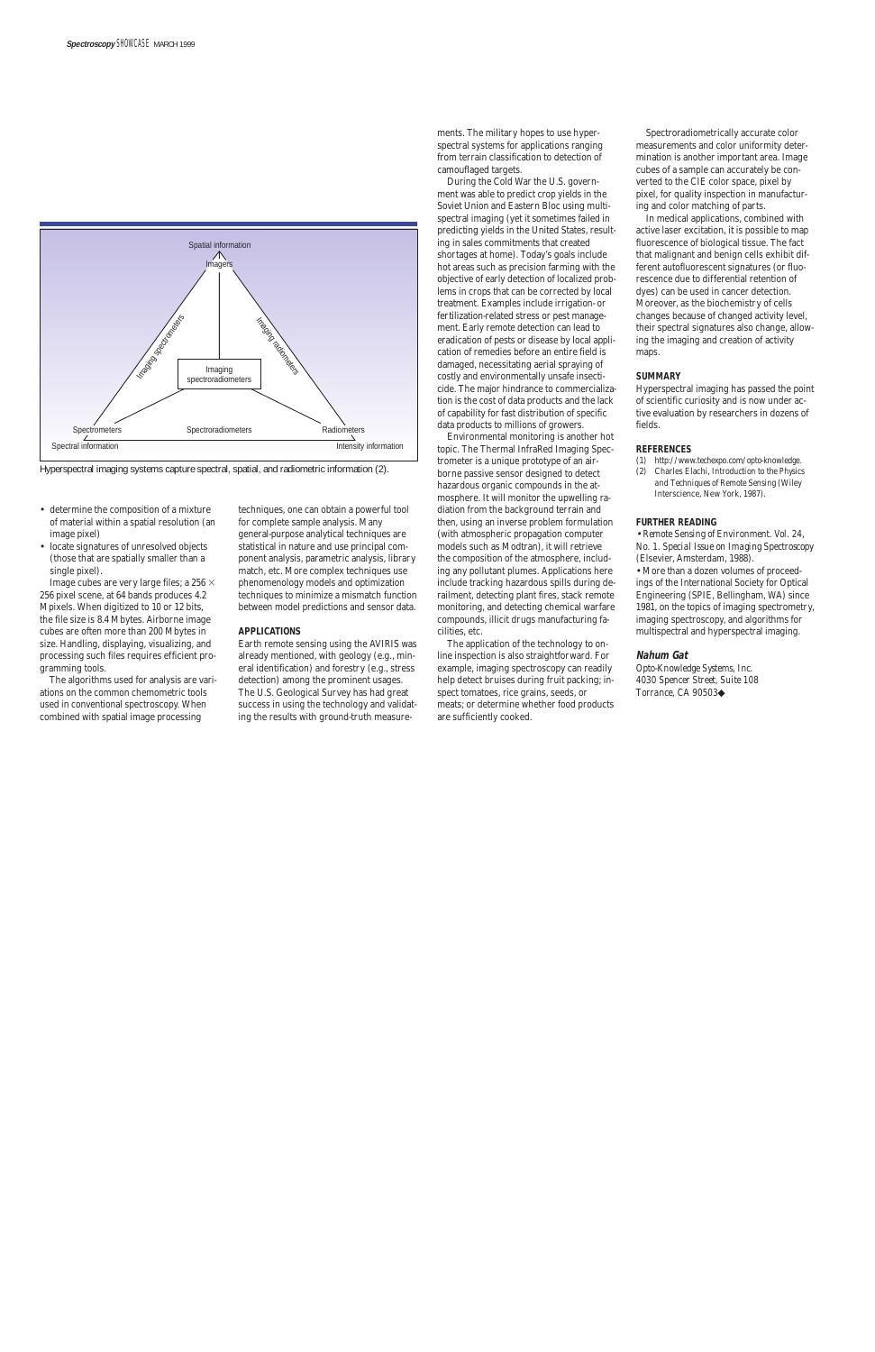Spatial information

Imagers

Imaging spectrometers

Imaging radiometers

Imaging spectroradiometers

Spectrometers

Spectroradiometers

Radiometers

Spectral information

Intensity information

Hyperspectral imaging systems capture spectral, spatial, and radiometric information (2).

- determine the composition of a mixture of material within a spatial resolution (an image pixel)
- locate signatures of unresolved objects (those that are spatially smaller than a single pixel).

Image cubes are very large files; a 256 × 256 pixel scene, at 64 bands produces 4.2 Mpixels. When digitized to 10 or 12 bits, the file size is 8.4 Mbytes. Airborne image cubes are often more than 200 Mbytes in size. Handling, displaying, visualizing, and processing such files requires efficient programming tools.

The algorithms used for analysis are variations on the common chemometric tools used in conventional spectroscopy. When combined with spatial image processing techniques, one can obtain a powerful tool for complete sample analysis. Many general-purpose analytical techniques are statistical in nature and use principal component analysis, parametric analysis, library match, etc. More complex techniques use phenomenology models and optimization techniques to minimize a mismatch function between model predictions and sensor data.

## APPLICATIONS

Earth remote sensing using the AVIRIS was already mentioned, with geology (e.g., mineral identification) and forestry (e.g., stress detection) among the prominent usages. The U.S. Geological Survey has had great success in using the technology and validating the results with ground-truth measurements. The military hopes to use hyperspectral systems for applications ranging from terrain classification to detection of camouflaged targets.

During the Cold War the U.S. government was able to predict crop yields in the Soviet Union and Eastern Bloc using multispectral imaging (yet it sometimes failed in predicting yields in the United States, resulting in sales commitments that created shortages at home). Today's goals include hot areas such as precision farming with the objective of early detection of localized problems in crops that can be corrected by local treatment. Examples include irrigation- or fertilization-related stress or pest management. Early remote detection can lead to eradication of pests or disease by local application of remedies before an entire field is damaged, necessitating aerial spraying of costly and environmentally unsafe insecticide. The major hindrance to commercialization is the cost of data products and the lack of capability for fast distribution of specific data products to millions of growers.

Environmental monitoring is another hot topic. The Thermal InfraRed Imaging Spectrometer is a unique prototype of an airborne passive sensor designed to detect hazardous organic compounds in the atmosphere. It will monitor the upwelling radiation from the background terrain and then, using an inverse problem formulation (with atmospheric propagation computer models such as Modtran), it will retrieve the composition of the atmosphere, including any pollutant plumes. Applications here include tracking hazardous spills during derailment, detecting plant fires, stack remote monitoring, and detecting chemical warfare compounds, illicit drugs manufacturing facilities, etc.

The application of the technology to online inspection is also straightforward. For example, imaging spectroscopy can readily help detect bruises during fruit packing; inspect tomatoes, rice grains, seeds, or meats; or determine whether food products are sufficiently cooked.

Spectroradiometrically accurate color measurements and color uniformity determination is another important area. Image cubes of a sample can accurately be converted to the CIE color space, pixel by pixel, for quality inspection in manufacturing and color matching of parts.

In medical applications, combined with active laser excitation, it is possible to map fluorescence of biological tissue. The fact that malignant and benign cells exhibit different autofluorescent signatures (or fluorescence due to differential retention of dyes) can be used in cancer detection. Moreover, as the biochemistry of cells changes because of changed activity level, their spectral signatures also change, allowing the imaging and creation of activity maps.

## SUMMARY

Hyperspectral imaging has passed the point of scientific curiosity and is now under active evaluation by researchers in dozens of fields.

## REFERENCES

(1) http://www.techexpo.com/opto-knowledge.

(2) Charles Elachi, *Introduction to the Physics and Techniques of Remote Sensing* (Wiley Interscience, New York, 1987).

## FURTHER READING

• *Remote Sensing of Environment*. Vol. 24, No. 1. *Special Issue on Imaging Spectroscopy* (Elsevier, Amsterdam, 1988).

• More than a dozen volumes of proceedings of the International Society for Optical Engineering (SPIE, Bellingham, WA) since 1981, on the topics of imaging spectrometry, imaging spectroscopy, and algorithms for multispectral and hyperspectral imaging.

***Nahum Gat***

Opto-Knowledge Systems, Inc.
4030 Spencer Street, Suite 108
Torrance, CA 90503◆